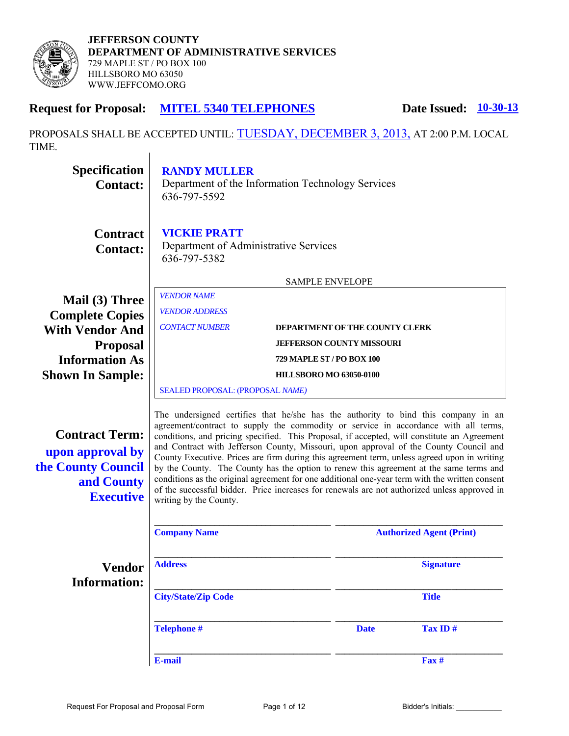**JEFFERSON COUNTY**
**DEPARTMENT OF ADMINISTRATIVE SERVICES**
729 MAPLE ST / PO BOX 100
HILLSBORO MO 63050
WWW.JEFFCOMO.ORG

## Request for Proposal: MITEL 5340 TELEPHONES

**Date Issued: 10-30-13**

PROPOSALS SHALL BE ACCEPTED UNTIL: TUESDAY, DECEMBER 3, 2013, AT 2:00 P.M. LOCAL TIME.

**Specification Contact:**
**RANDY MULLER**
Department of the Information Technology Services
636-797-5592

**Contract Contact:**
**VICKIE PRATT**
Department of Administrative Services
636-797-5382

**Mail (3) Three Complete Copies With Vendor And Proposal Information As Shown In Sample:**

SAMPLE ENVELOPE

*VENDOR NAME*
*VENDOR ADDRESS*
*CONTACT NUMBER*

**DEPARTMENT OF THE COUNTY CLERK**
**JEFFERSON COUNTY MISSOURI**
**729 MAPLE ST / PO BOX 100**
**HILLSBORO MO 63050-0100**

SEALED PROPOSAL: (PROPOSAL *NAME)*

**Contract Term: upon approval by the County Council and County Executive**

The undersigned certifies that he/she has the authority to bind this company in an agreement/contract to supply the commodity or service in accordance with all terms, conditions, and pricing specified. This Proposal, if accepted, will constitute an Agreement and Contract with Jefferson County, Missouri, upon approval of the County Council and County Executive. Prices are firm during this agreement term, unless agreed upon in writing by the County. The County has the option to renew this agreement at the same terms and conditions as the original agreement for one additional one-year term with the written consent of the successful bidder. Price increases for renewals are not authorized unless approved in writing by the County.

**Vendor Information:**

| | |
|---|---|
| ____________________ **Company Name** | ____________________ **Authorized Agent (Print)** |
| ____________________ **Address** | ____________________ **Signature** |
| ____________________ **City/State/Zip Code** | ____________________ **Title** |
| ____________________ **Telephone #** | ____________________ **Date** **Tax ID #** |
| ____________________ **E-mail** | ____________________ **Fax #** |

Request For Proposal and Proposal Form

Bidder's Initials: ___________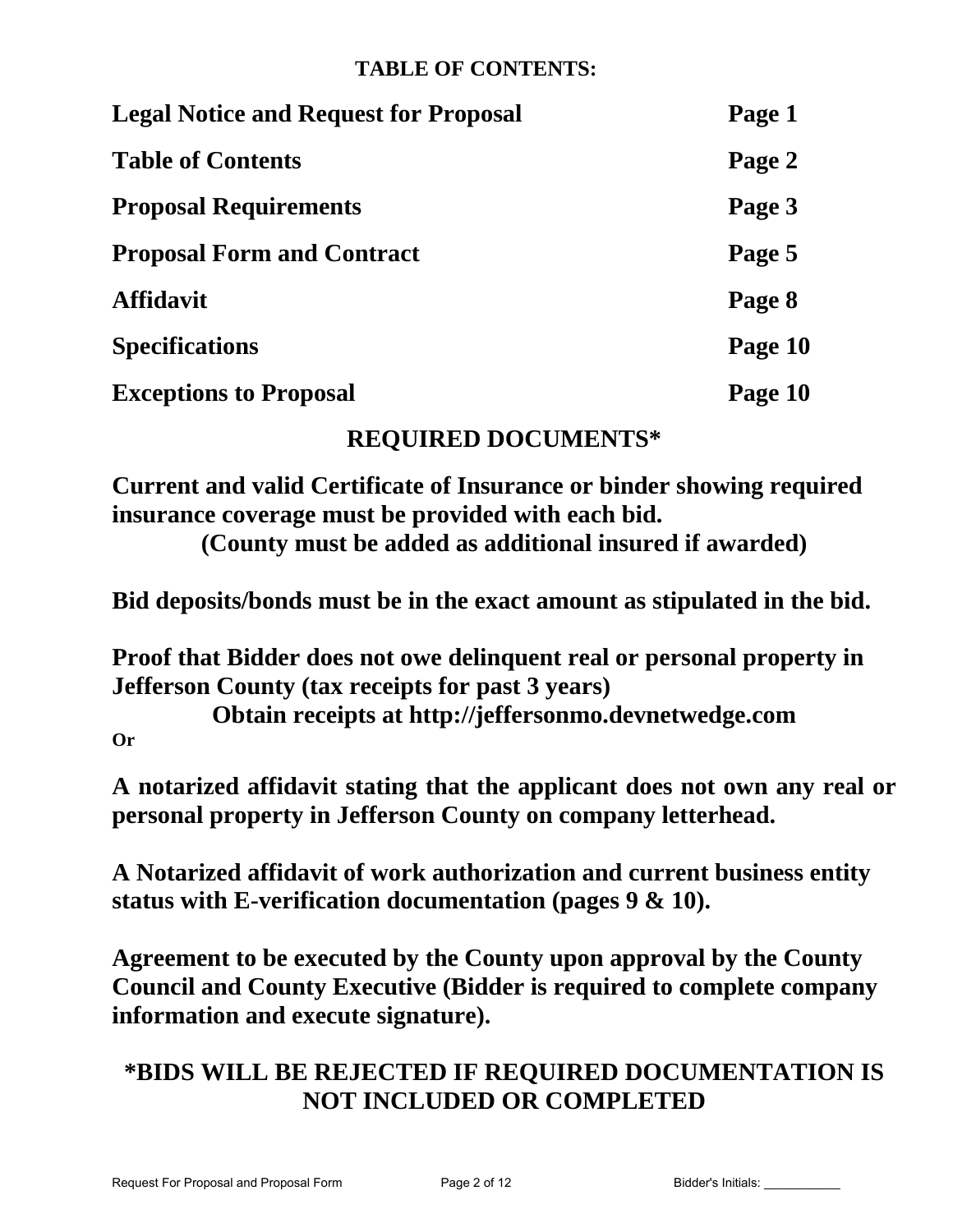## TABLE OF CONTENTS:

| | |
|---|---|
| **Legal Notice and Request for Proposal** | **Page 1** |
| **Table of Contents** | **Page 2** |
| **Proposal Requirements** | **Page 3** |
| **Proposal Form and Contract** | **Page 5** |
| **Affidavit** | **Page 8** |
| **Specifications** | **Page 10** |
| **Exceptions to Proposal** | **Page 10** |

## REQUIRED DOCUMENTS*

**Current and valid Certificate of Insurance or binder showing required insurance coverage must be provided with each bid.**
**(County must be added as additional insured if awarded)**

**Bid deposits/bonds must be in the exact amount as stipulated in the bid.**

**Proof that Bidder does not owe delinquent real or personal property in Jefferson County (tax receipts for past 3 years)**
**Obtain receipts at http://jeffersonmo.devnetwedge.com**

**Or**

**A notarized affidavit stating that the applicant does not own any real or personal property in Jefferson County on company letterhead.**

**A Notarized affidavit of work authorization and current business entity status with E-verification documentation (pages 9 & 10).**

**Agreement to be executed by the County upon approval by the County Council and County Executive (Bidder is required to complete company information and execute signature).**

## *BIDS WILL BE REJECTED IF REQUIRED DOCUMENTATION IS NOT INCLUDED OR COMPLETED

Bidder's Initials: ___________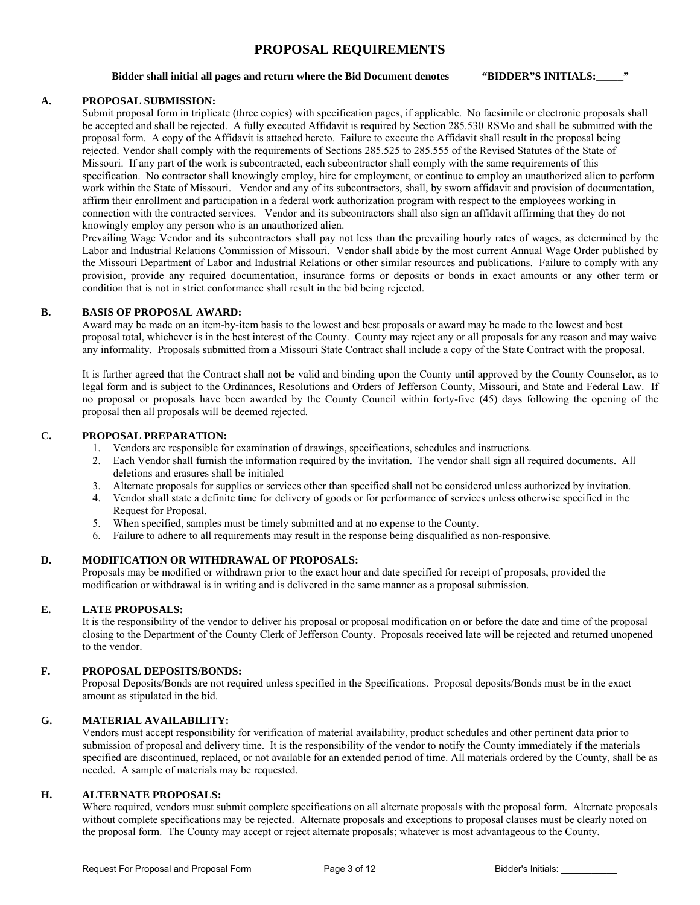# PROPOSAL REQUIREMENTS

**Bidder shall initial all pages and return where the Bid Document denotes "BIDDER"S INITIALS:_____"**

## A. PROPOSAL SUBMISSION:

Submit proposal form in triplicate (three copies) with specification pages, if applicable. No facsimile or electronic proposals shall be accepted and shall be rejected. A fully executed Affidavit is required by Section 285.530 RSMo and shall be submitted with the proposal form. A copy of the Affidavit is attached hereto. Failure to execute the Affidavit shall result in the proposal being rejected. Vendor shall comply with the requirements of Sections 285.525 to 285.555 of the Revised Statutes of the State of Missouri. If any part of the work is subcontracted, each subcontractor shall comply with the same requirements of this specification. No contractor shall knowingly employ, hire for employment, or continue to employ an unauthorized alien to perform work within the State of Missouri. Vendor and any of its subcontractors, shall, by sworn affidavit and provision of documentation, affirm their enrollment and participation in a federal work authorization program with respect to the employees working in connection with the contracted services. Vendor and its subcontractors shall also sign an affidavit affirming that they do not knowingly employ any person who is an unauthorized alien.

Prevailing Wage Vendor and its subcontractors shall pay not less than the prevailing hourly rates of wages, as determined by the Labor and Industrial Relations Commission of Missouri. Vendor shall abide by the most current Annual Wage Order published by the Missouri Department of Labor and Industrial Relations or other similar resources and publications. Failure to comply with any provision, provide any required documentation, insurance forms or deposits or bonds in exact amounts or any other term or condition that is not in strict conformance shall result in the bid being rejected.

## B. BASIS OF PROPOSAL AWARD:

Award may be made on an item-by-item basis to the lowest and best proposals or award may be made to the lowest and best proposal total, whichever is in the best interest of the County. County may reject any or all proposals for any reason and may waive any informality. Proposals submitted from a Missouri State Contract shall include a copy of the State Contract with the proposal.

It is further agreed that the Contract shall not be valid and binding upon the County until approved by the County Counselor, as to legal form and is subject to the Ordinances, Resolutions and Orders of Jefferson County, Missouri, and State and Federal Law. If no proposal or proposals have been awarded by the County Council within forty-five (45) days following the opening of the proposal then all proposals will be deemed rejected.

## C. PROPOSAL PREPARATION:

1. Vendors are responsible for examination of drawings, specifications, schedules and instructions.
2. Each Vendor shall furnish the information required by the invitation. The vendor shall sign all required documents. All deletions and erasures shall be initialed
3. Alternate proposals for supplies or services other than specified shall not be considered unless authorized by invitation.
4. Vendor shall state a definite time for delivery of goods or for performance of services unless otherwise specified in the Request for Proposal.
5. When specified, samples must be timely submitted and at no expense to the County.
6. Failure to adhere to all requirements may result in the response being disqualified as non-responsive.

## D. MODIFICATION OR WITHDRAWAL OF PROPOSALS:

Proposals may be modified or withdrawn prior to the exact hour and date specified for receipt of proposals, provided the modification or withdrawal is in writing and is delivered in the same manner as a proposal submission.

## E. LATE PROPOSALS:

It is the responsibility of the vendor to deliver his proposal or proposal modification on or before the date and time of the proposal closing to the Department of the County Clerk of Jefferson County. Proposals received late will be rejected and returned unopened to the vendor.

## F. PROPOSAL DEPOSITS/BONDS:

Proposal Deposits/Bonds are not required unless specified in the Specifications. Proposal deposits/Bonds must be in the exact amount as stipulated in the bid.

## G. MATERIAL AVAILABILITY:

Vendors must accept responsibility for verification of material availability, product schedules and other pertinent data prior to submission of proposal and delivery time. It is the responsibility of the vendor to notify the County immediately if the materials specified are discontinued, replaced, or not available for an extended period of time. All materials ordered by the County, shall be as needed. A sample of materials may be requested.

## H. ALTERNATE PROPOSALS:

Where required, vendors must submit complete specifications on all alternate proposals with the proposal form. Alternate proposals without complete specifications may be rejected. Alternate proposals and exceptions to proposal clauses must be clearly noted on the proposal form. The County may accept or reject alternate proposals; whatever is most advantageous to the County.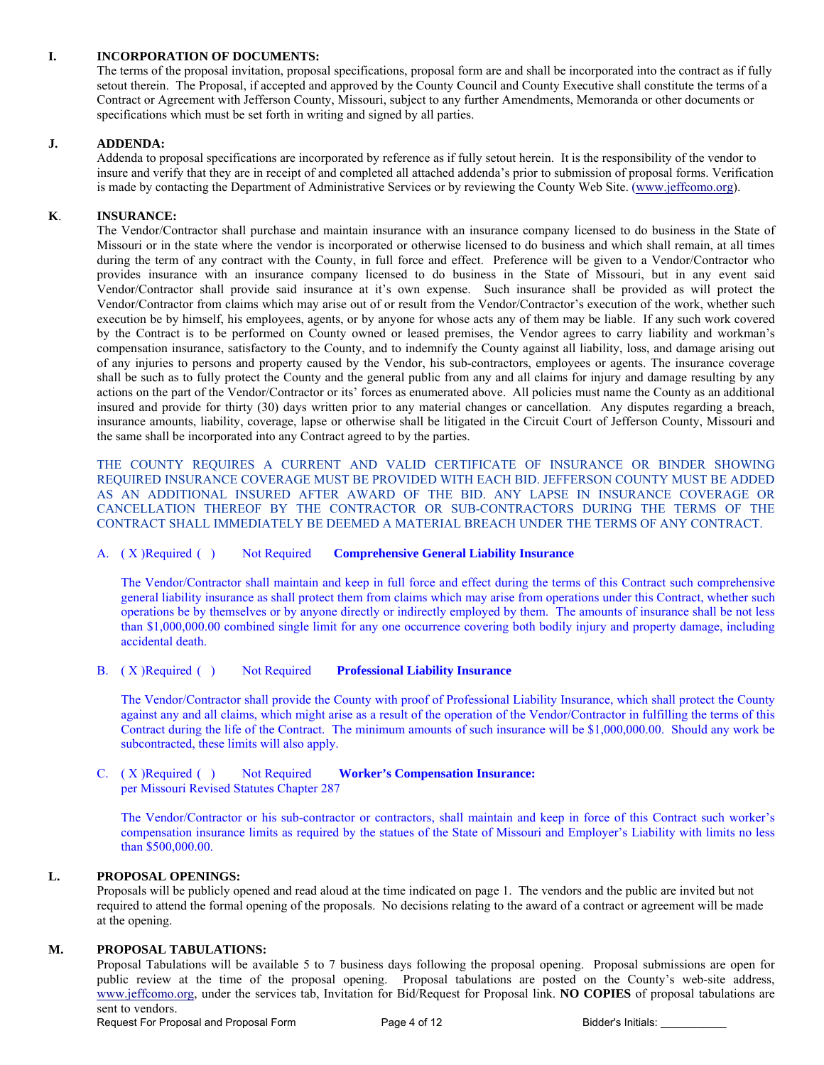**I. INCORPORATION OF DOCUMENTS:**

The terms of the proposal invitation, proposal specifications, proposal form are and shall be incorporated into the contract as if fully setout therein. The Proposal, if accepted and approved by the County Council and County Executive shall constitute the terms of a Contract or Agreement with Jefferson County, Missouri, subject to any further Amendments, Memoranda or other documents or specifications which must be set forth in writing and signed by all parties.

**J. ADDENDA:**

Addenda to proposal specifications are incorporated by reference as if fully setout herein. It is the responsibility of the vendor to insure and verify that they are in receipt of and completed all attached addenda's prior to submission of proposal forms. Verification is made by contacting the Department of Administrative Services or by reviewing the County Web Site. (www.jeffcomo.org).

**K. INSURANCE:**

The Vendor/Contractor shall purchase and maintain insurance with an insurance company licensed to do business in the State of Missouri or in the state where the vendor is incorporated or otherwise licensed to do business and which shall remain, at all times during the term of any contract with the County, in full force and effect. Preference will be given to a Vendor/Contractor who provides insurance with an insurance company licensed to do business in the State of Missouri, but in any event said Vendor/Contractor shall provide said insurance at it's own expense. Such insurance shall be provided as will protect the Vendor/Contractor from claims which may arise out of or result from the Vendor/Contractor's execution of the work, whether such execution be by himself, his employees, agents, or by anyone for whose acts any of them may be liable. If any such work covered by the Contract is to be performed on County owned or leased premises, the Vendor agrees to carry liability and workman's compensation insurance, satisfactory to the County, and to indemnify the County against all liability, loss, and damage arising out of any injuries to persons and property caused by the Vendor, his sub-contractors, employees or agents. The insurance coverage shall be such as to fully protect the County and the general public from any and all claims for injury and damage resulting by any actions on the part of the Vendor/Contractor or its' forces as enumerated above. All policies must name the County as an additional insured and provide for thirty (30) days written prior to any material changes or cancellation. Any disputes regarding a breach, insurance amounts, liability, coverage, lapse or otherwise shall be litigated in the Circuit Court of Jefferson County, Missouri and the same shall be incorporated into any Contract agreed to by the parties.

THE COUNTY REQUIRES A CURRENT AND VALID CERTIFICATE OF INSURANCE OR BINDER SHOWING REQUIRED INSURANCE COVERAGE MUST BE PROVIDED WITH EACH BID. JEFFERSON COUNTY MUST BE ADDED AS AN ADDITIONAL INSURED AFTER AWARD OF THE BID. ANY LAPSE IN INSURANCE COVERAGE OR CANCELLATION THEREOF BY THE CONTRACTOR OR SUB-CONTRACTORS DURING THE TERMS OF THE CONTRACT SHALL IMMEDIATELY BE DEEMED A MATERIAL BREACH UNDER THE TERMS OF ANY CONTRACT.

A. ( X )Required ( ) Not Required **Comprehensive General Liability Insurance**

The Vendor/Contractor shall maintain and keep in full force and effect during the terms of this Contract such comprehensive general liability insurance as shall protect them from claims which may arise from operations under this Contract, whether such operations be by themselves or by anyone directly or indirectly employed by them. The amounts of insurance shall be not less than $1,000,000.00 combined single limit for any one occurrence covering both bodily injury and property damage, including accidental death.

B. ( X )Required ( ) Not Required **Professional Liability Insurance**

The Vendor/Contractor shall provide the County with proof of Professional Liability Insurance, which shall protect the County against any and all claims, which might arise as a result of the operation of the Vendor/Contractor in fulfilling the terms of this Contract during the life of the Contract. The minimum amounts of such insurance will be $1,000,000.00. Should any work be subcontracted, these limits will also apply.

C. ( X )Required ( ) Not Required **Worker's Compensation Insurance:**
per Missouri Revised Statutes Chapter 287

The Vendor/Contractor or his sub-contractor or contractors, shall maintain and keep in force of this Contract such worker's compensation insurance limits as required by the statues of the State of Missouri and Employer's Liability with limits no less than $500,000.00.

**L. PROPOSAL OPENINGS:**

Proposals will be publicly opened and read aloud at the time indicated on page 1. The vendors and the public are invited but not required to attend the formal opening of the proposals. No decisions relating to the award of a contract or agreement will be made at the opening.

**M. PROPOSAL TABULATIONS:**

Proposal Tabulations will be available 5 to 7 business days following the proposal opening. Proposal submissions are open for public review at the time of the proposal opening. Proposal tabulations are posted on the County's web-site address, www.jeffcomo.org, under the services tab, Invitation for Bid/Request for Proposal link. **NO COPIES** of proposal tabulations are sent to vendors.

Request For Proposal and Proposal Form Bidder's Initials: ___________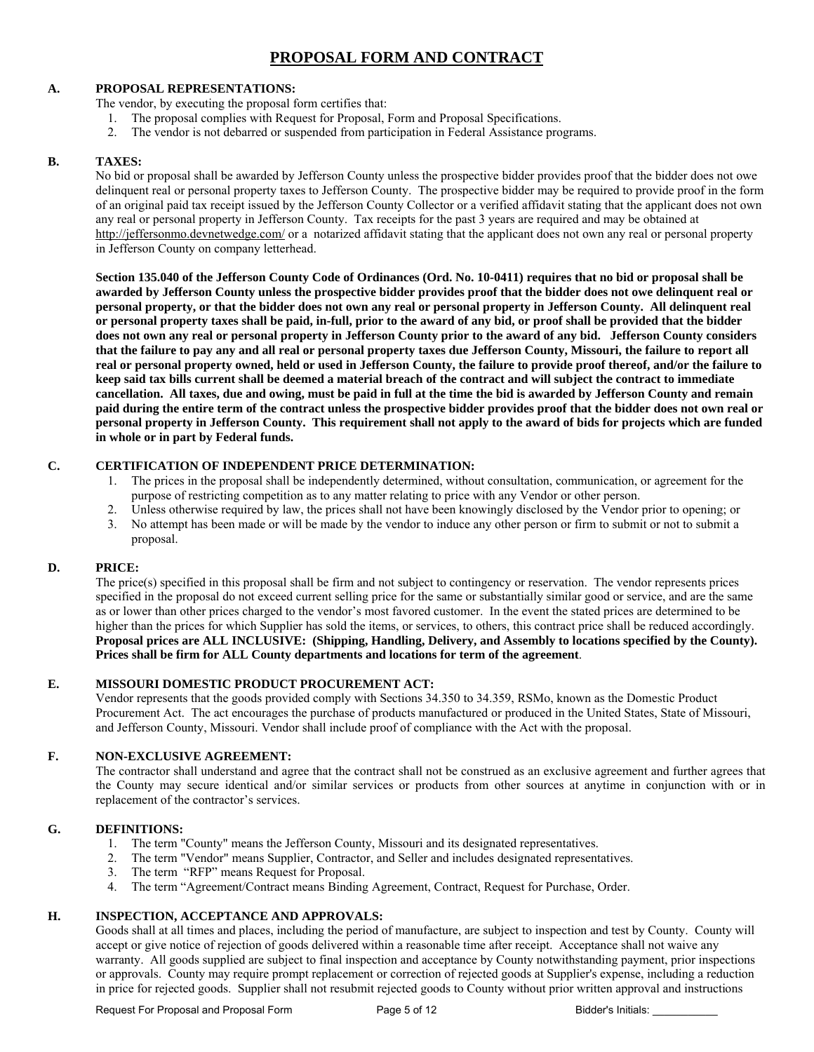# PROPOSAL FORM AND CONTRACT

## A. PROPOSAL REPRESENTATIONS:

The vendor, by executing the proposal form certifies that:

1. The proposal complies with Request for Proposal, Form and Proposal Specifications.
2. The vendor is not debarred or suspended from participation in Federal Assistance programs.

## B. TAXES:

No bid or proposal shall be awarded by Jefferson County unless the prospective bidder provides proof that the bidder does not owe delinquent real or personal property taxes to Jefferson County. The prospective bidder may be required to provide proof in the form of an original paid tax receipt issued by the Jefferson County Collector or a verified affidavit stating that the applicant does not own any real or personal property in Jefferson County. Tax receipts for the past 3 years are required and may be obtained at http://jeffersonmo.devnetwedge.com/ or a notarized affidavit stating that the applicant does not own any real or personal property in Jefferson County on company letterhead.

**Section 135.040 of the Jefferson County Code of Ordinances (Ord. No. 10-0411) requires that no bid or proposal shall be awarded by Jefferson County unless the prospective bidder provides proof that the bidder does not owe delinquent real or personal property, or that the bidder does not own any real or personal property in Jefferson County. All delinquent real or personal property taxes shall be paid, in-full, prior to the award of any bid, or proof shall be provided that the bidder does not own any real or personal property in Jefferson County prior to the award of any bid. Jefferson County considers that the failure to pay any and all real or personal property taxes due Jefferson County, Missouri, the failure to report all real or personal property owned, held or used in Jefferson County, the failure to provide proof thereof, and/or the failure to keep said tax bills current shall be deemed a material breach of the contract and will subject the contract to immediate cancellation. All taxes, due and owing, must be paid in full at the time the bid is awarded by Jefferson County and remain paid during the entire term of the contract unless the prospective bidder provides proof that the bidder does not own real or personal property in Jefferson County. This requirement shall not apply to the award of bids for projects which are funded in whole or in part by Federal funds.**

## C. CERTIFICATION OF INDEPENDENT PRICE DETERMINATION:

1. The prices in the proposal shall be independently determined, without consultation, communication, or agreement for the purpose of restricting competition as to any matter relating to price with any Vendor or other person.
2. Unless otherwise required by law, the prices shall not have been knowingly disclosed by the Vendor prior to opening; or
3. No attempt has been made or will be made by the vendor to induce any other person or firm to submit or not to submit a proposal.

## D. PRICE:

The price(s) specified in this proposal shall be firm and not subject to contingency or reservation. The vendor represents prices specified in the proposal do not exceed current selling price for the same or substantially similar good or service, and are the same as or lower than other prices charged to the vendor's most favored customer. In the event the stated prices are determined to be higher than the prices for which Supplier has sold the items, or services, to others, this contract price shall be reduced accordingly. **Proposal prices are ALL INCLUSIVE: (Shipping, Handling, Delivery, and Assembly to locations specified by the County). Prices shall be firm for ALL County departments and locations for term of the agreement**.

## E. MISSOURI DOMESTIC PRODUCT PROCUREMENT ACT:

Vendor represents that the goods provided comply with Sections 34.350 to 34.359, RSMo, known as the Domestic Product Procurement Act. The act encourages the purchase of products manufactured or produced in the United States, State of Missouri, and Jefferson County, Missouri. Vendor shall include proof of compliance with the Act with the proposal.

## F. NON-EXCLUSIVE AGREEMENT:

The contractor shall understand and agree that the contract shall not be construed as an exclusive agreement and further agrees that the County may secure identical and/or similar services or products from other sources at anytime in conjunction with or in replacement of the contractor's services.

## G. DEFINITIONS:

1. The term "County" means the Jefferson County, Missouri and its designated representatives.
2. The term "Vendor" means Supplier, Contractor, and Seller and includes designated representatives.
3. The term "RFP" means Request for Proposal.
4. The term "Agreement/Contract means Binding Agreement, Contract, Request for Purchase, Order.

## H. INSPECTION, ACCEPTANCE AND APPROVALS:

Goods shall at all times and places, including the period of manufacture, are subject to inspection and test by County. County will accept or give notice of rejection of goods delivered within a reasonable time after receipt. Acceptance shall not waive any warranty. All goods supplied are subject to final inspection and acceptance by County notwithstanding payment, prior inspections or approvals. County may require prompt replacement or correction of rejected goods at Supplier's expense, including a reduction in price for rejected goods. Supplier shall not resubmit rejected goods to County without prior written approval and instructions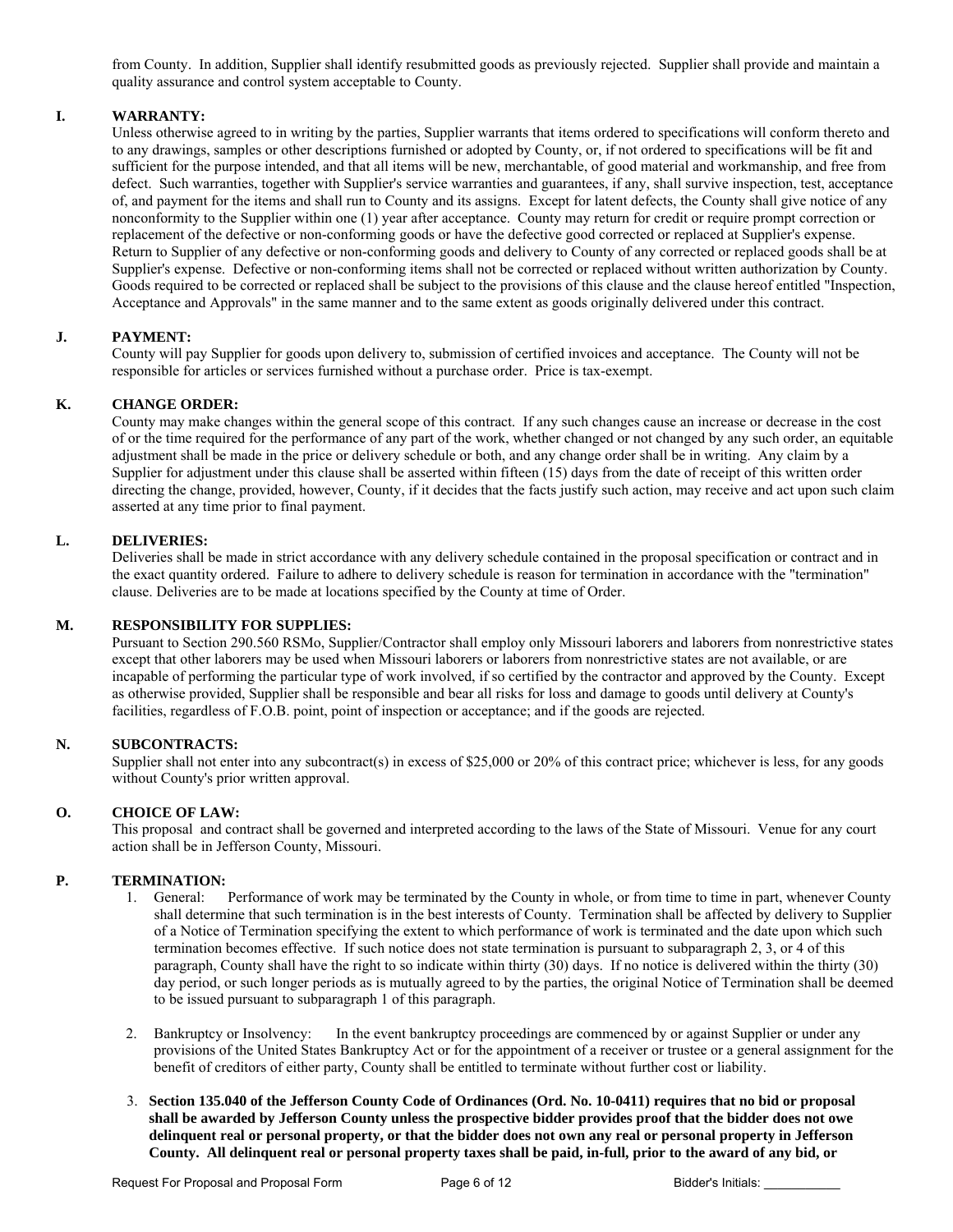from County. In addition, Supplier shall identify resubmitted goods as previously rejected. Supplier shall provide and maintain a quality assurance and control system acceptable to County.

**I. WARRANTY:**

Unless otherwise agreed to in writing by the parties, Supplier warrants that items ordered to specifications will conform thereto and to any drawings, samples or other descriptions furnished or adopted by County, or, if not ordered to specifications will be fit and sufficient for the purpose intended, and that all items will be new, merchantable, of good material and workmanship, and free from defect. Such warranties, together with Supplier's service warranties and guarantees, if any, shall survive inspection, test, acceptance of, and payment for the items and shall run to County and its assigns. Except for latent defects, the County shall give notice of any nonconformity to the Supplier within one (1) year after acceptance. County may return for credit or require prompt correction or replacement of the defective or non-conforming goods or have the defective good corrected or replaced at Supplier's expense. Return to Supplier of any defective or non-conforming goods and delivery to County of any corrected or replaced goods shall be at Supplier's expense. Defective or non-conforming items shall not be corrected or replaced without written authorization by County. Goods required to be corrected or replaced shall be subject to the provisions of this clause and the clause hereof entitled "Inspection, Acceptance and Approvals" in the same manner and to the same extent as goods originally delivered under this contract.

**J. PAYMENT:**

County will pay Supplier for goods upon delivery to, submission of certified invoices and acceptance. The County will not be responsible for articles or services furnished without a purchase order. Price is tax-exempt.

**K. CHANGE ORDER:**

County may make changes within the general scope of this contract. If any such changes cause an increase or decrease in the cost of or the time required for the performance of any part of the work, whether changed or not changed by any such order, an equitable adjustment shall be made in the price or delivery schedule or both, and any change order shall be in writing. Any claim by a Supplier for adjustment under this clause shall be asserted within fifteen (15) days from the date of receipt of this written order directing the change, provided, however, County, if it decides that the facts justify such action, may receive and act upon such claim asserted at any time prior to final payment.

**L. DELIVERIES:**

Deliveries shall be made in strict accordance with any delivery schedule contained in the proposal specification or contract and in the exact quantity ordered. Failure to adhere to delivery schedule is reason for termination in accordance with the "termination" clause. Deliveries are to be made at locations specified by the County at time of Order.

**M. RESPONSIBILITY FOR SUPPLIES:**

Pursuant to Section 290.560 RSMo, Supplier/Contractor shall employ only Missouri laborers and laborers from nonrestrictive states except that other laborers may be used when Missouri laborers or laborers from nonrestrictive states are not available, or are incapable of performing the particular type of work involved, if so certified by the contractor and approved by the County. Except as otherwise provided, Supplier shall be responsible and bear all risks for loss and damage to goods until delivery at County's facilities, regardless of F.O.B. point, point of inspection or acceptance; and if the goods are rejected.

**N. SUBCONTRACTS:**

Supplier shall not enter into any subcontract(s) in excess of $25,000 or 20% of this contract price; whichever is less, for any goods without County's prior written approval.

**O. CHOICE OF LAW:**

This proposal and contract shall be governed and interpreted according to the laws of the State of Missouri. Venue for any court action shall be in Jefferson County, Missouri.

**P. TERMINATION:**

1. General: Performance of work may be terminated by the County in whole, or from time to time in part, whenever County shall determine that such termination is in the best interests of County. Termination shall be affected by delivery to Supplier of a Notice of Termination specifying the extent to which performance of work is terminated and the date upon which such termination becomes effective. If such notice does not state termination is pursuant to subparagraph 2, 3, or 4 of this paragraph, County shall have the right to so indicate within thirty (30) days. If no notice is delivered within the thirty (30) day period, or such longer periods as is mutually agreed to by the parties, the original Notice of Termination shall be deemed to be issued pursuant to subparagraph 1 of this paragraph.

2. Bankruptcy or Insolvency: In the event bankruptcy proceedings are commenced by or against Supplier or under any provisions of the United States Bankruptcy Act or for the appointment of a receiver or trustee or a general assignment for the benefit of creditors of either party, County shall be entitled to terminate without further cost or liability.

3. **Section 135.040 of the Jefferson County Code of Ordinances (Ord. No. 10-0411) requires that no bid or proposal shall be awarded by Jefferson County unless the prospective bidder provides proof that the bidder does not owe delinquent real or personal property, or that the bidder does not own any real or personal property in Jefferson County. All delinquent real or personal property taxes shall be paid, in-full, prior to the award of any bid, or**

Request For Proposal and Proposal Form Bidder's Initials: ___________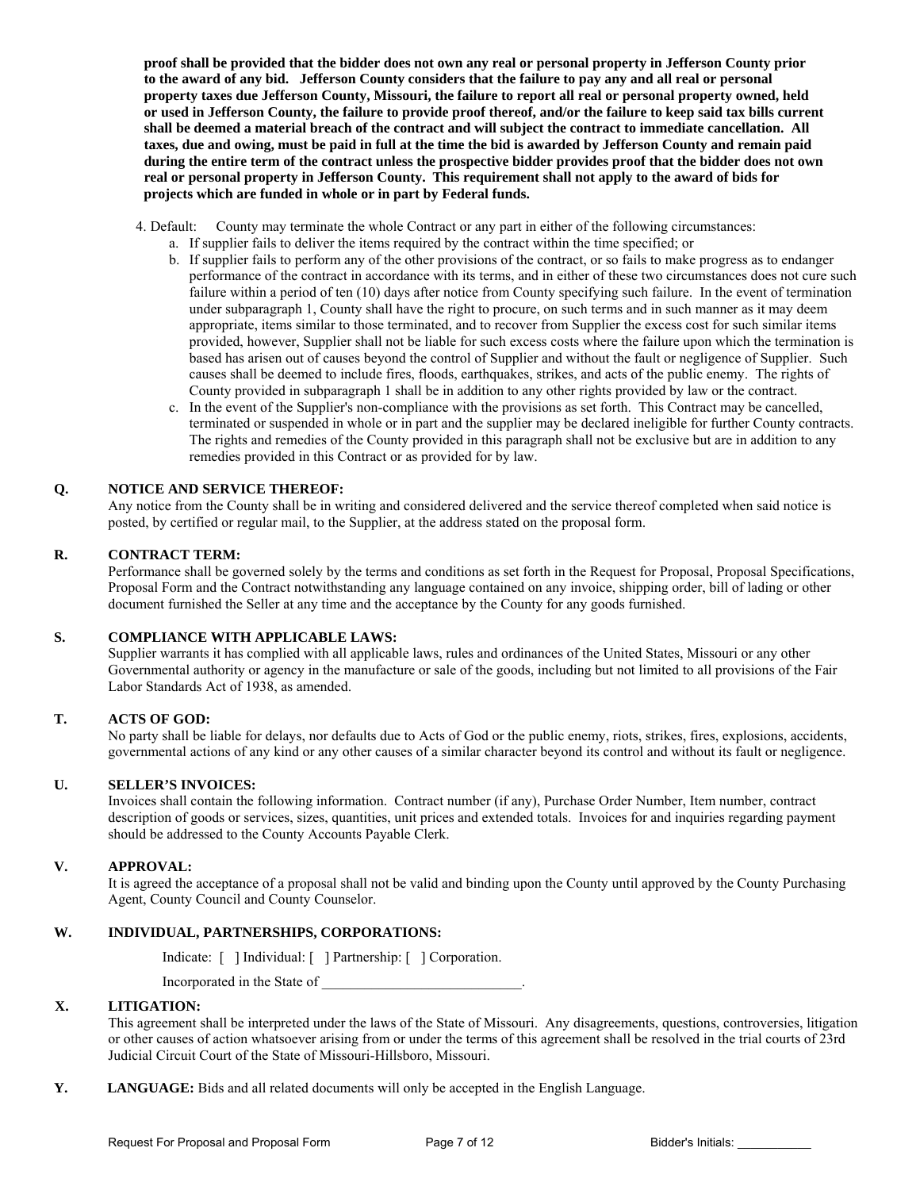**proof shall be provided that the bidder does not own any real or personal property in Jefferson County prior to the award of any bid. Jefferson County considers that the failure to pay any and all real or personal property taxes due Jefferson County, Missouri, the failure to report all real or personal property owned, held or used in Jefferson County, the failure to provide proof thereof, and/or the failure to keep said tax bills current shall be deemed a material breach of the contract and will subject the contract to immediate cancellation. All taxes, due and owing, must be paid in full at the time the bid is awarded by Jefferson County and remain paid during the entire term of the contract unless the prospective bidder provides proof that the bidder does not own real or personal property in Jefferson County. This requirement shall not apply to the award of bids for projects which are funded in whole or in part by Federal funds.**

4. Default: County may terminate the whole Contract or any part in either of the following circumstances:
   a. If supplier fails to deliver the items required by the contract within the time specified; or
   b. If supplier fails to perform any of the other provisions of the contract, or so fails to make progress as to endanger performance of the contract in accordance with its terms, and in either of these two circumstances does not cure such failure within a period of ten (10) days after notice from County specifying such failure. In the event of termination under subparagraph 1, County shall have the right to procure, on such terms and in such manner as it may deem appropriate, items similar to those terminated, and to recover from Supplier the excess cost for such similar items provided, however, Supplier shall not be liable for such excess costs where the failure upon which the termination is based has arisen out of causes beyond the control of Supplier and without the fault or negligence of Supplier. Such causes shall be deemed to include fires, floods, earthquakes, strikes, and acts of the public enemy. The rights of County provided in subparagraph 1 shall be in addition to any other rights provided by law or the contract.
   c. In the event of the Supplier's non-compliance with the provisions as set forth. This Contract may be cancelled, terminated or suspended in whole or in part and the supplier may be declared ineligible for further County contracts. The rights and remedies of the County provided in this paragraph shall not be exclusive but are in addition to any remedies provided in this Contract or as provided for by law.

**Q. NOTICE AND SERVICE THEREOF:**
Any notice from the County shall be in writing and considered delivered and the service thereof completed when said notice is posted, by certified or regular mail, to the Supplier, at the address stated on the proposal form.

**R. CONTRACT TERM:**
Performance shall be governed solely by the terms and conditions as set forth in the Request for Proposal, Proposal Specifications, Proposal Form and the Contract notwithstanding any language contained on any invoice, shipping order, bill of lading or other document furnished the Seller at any time and the acceptance by the County for any goods furnished.

**S. COMPLIANCE WITH APPLICABLE LAWS:**
Supplier warrants it has complied with all applicable laws, rules and ordinances of the United States, Missouri or any other Governmental authority or agency in the manufacture or sale of the goods, including but not limited to all provisions of the Fair Labor Standards Act of 1938, as amended.

**T. ACTS OF GOD:**
No party shall be liable for delays, nor defaults due to Acts of God or the public enemy, riots, strikes, fires, explosions, accidents, governmental actions of any kind or any other causes of a similar character beyond its control and without its fault or negligence.

**U. SELLER'S INVOICES:**
Invoices shall contain the following information. Contract number (if any), Purchase Order Number, Item number, contract description of goods or services, sizes, quantities, unit prices and extended totals. Invoices for and inquiries regarding payment should be addressed to the County Accounts Payable Clerk.

**V. APPROVAL:**
It is agreed the acceptance of a proposal shall not be valid and binding upon the County until approved by the County Purchasing Agent, County Council and County Counselor.

**W. INDIVIDUAL, PARTNERSHIPS, CORPORATIONS:**

Indicate: [ ] Individual: [ ] Partnership: [ ] Corporation.

Incorporated in the State of ____________________________.

**X. LITIGATION:**
This agreement shall be interpreted under the laws of the State of Missouri. Any disagreements, questions, controversies, litigation or other causes of action whatsoever arising from or under the terms of this agreement shall be resolved in the trial courts of 23rd Judicial Circuit Court of the State of Missouri-Hillsboro, Missouri.

**Y. LANGUAGE:** Bids and all related documents will only be accepted in the English Language.

Bidder's Initials: ___________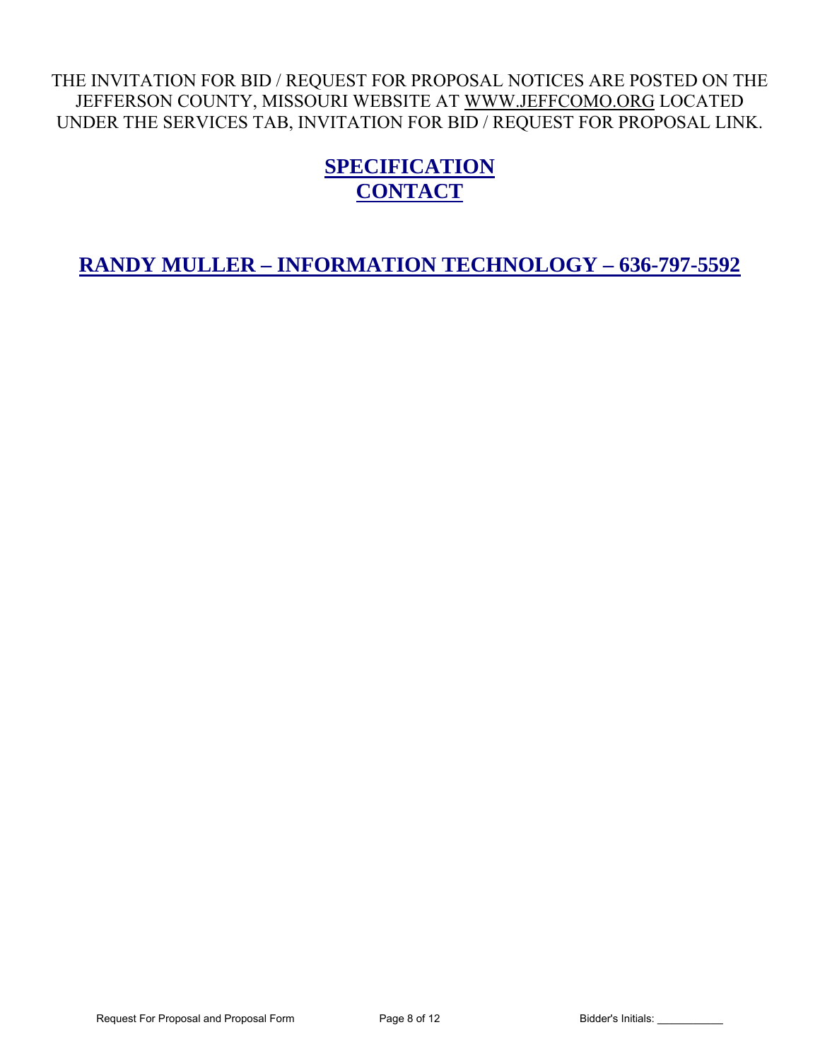THE INVITATION FOR BID / REQUEST FOR PROPOSAL NOTICES ARE POSTED ON THE JEFFERSON COUNTY, MISSOURI WEBSITE AT WWW.JEFFCOMO.ORG LOCATED UNDER THE SERVICES TAB, INVITATION FOR BID / REQUEST FOR PROPOSAL LINK.

## SPECIFICATION CONTACT

## RANDY MULLER – INFORMATION TECHNOLOGY – 636-797-5592

Bidder's Initials: ___________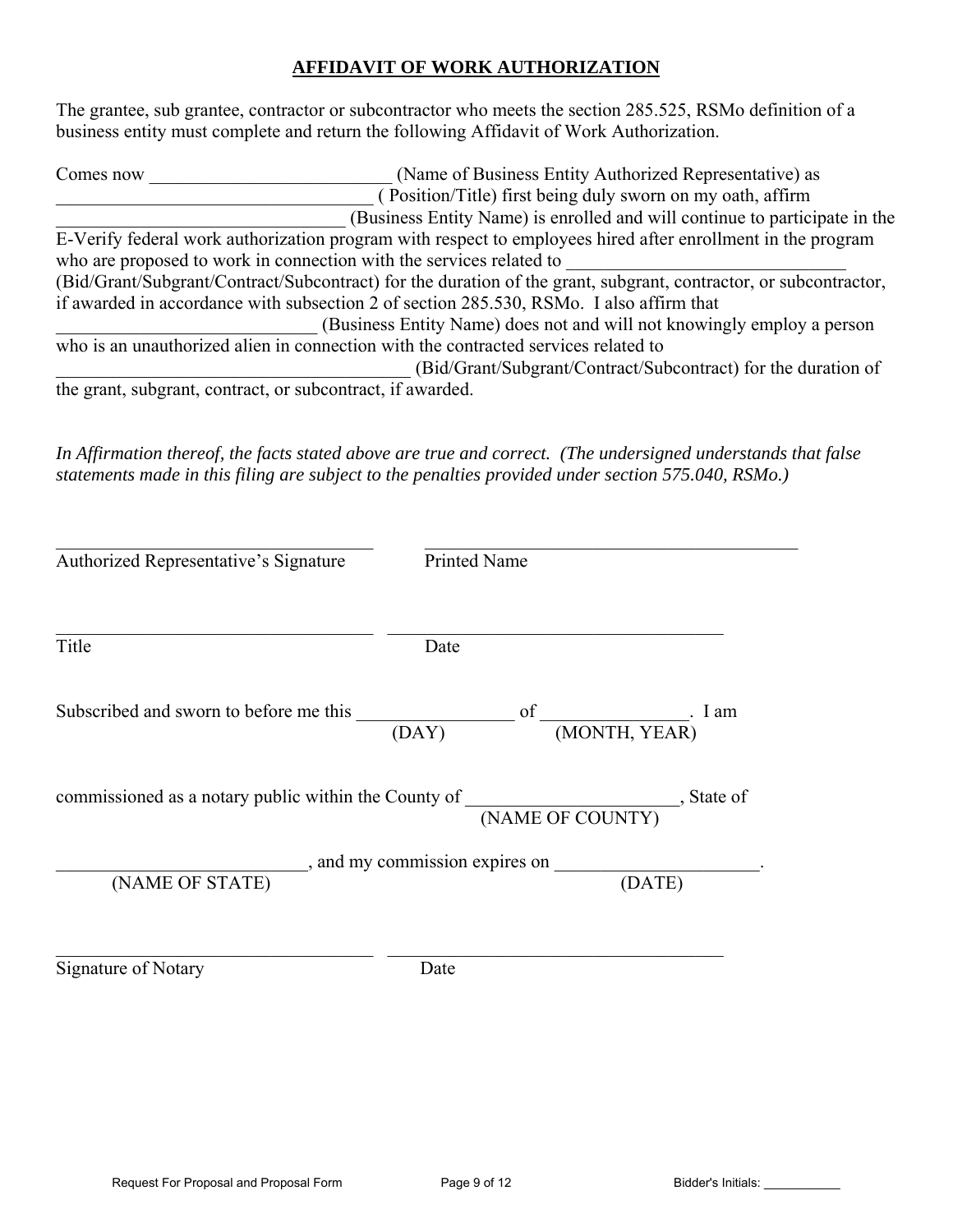# **AFFIDAVIT OF WORK AUTHORIZATION**

The grantee, sub grantee, contractor or subcontractor who meets the section 285.525, RSMo definition of a business entity must complete and return the following Affidavit of Work Authorization.

Comes now __________________________ (Name of Business Entity Authorized Representative) as __________________________________ ( Position/Title) first being duly sworn on my oath, affirm ______________________________ (Business Entity Name) is enrolled and will continue to participate in the E-Verify federal work authorization program with respect to employees hired after enrollment in the program who are proposed to work in connection with the services related to ______________________________ (Bid/Grant/Subgrant/Contract/Subcontract) for the duration of the grant, subgrant, contractor, or subcontractor, if awarded in accordance with subsection 2 of section 285.530, RSMo. I also affirm that ___________________________ (Business Entity Name) does not and will not knowingly employ a person who is an unauthorized alien in connection with the contracted services related to _______________________________________ (Bid/Grant/Subgrant/Contract/Subcontract) for the duration of the grant, subgrant, contract, or subcontract, if awarded.

*In Affirmation thereof, the facts stated above are true and correct. (The undersigned understands that false statements made in this filing are subject to the penalties provided under section 575.040, RSMo.)*

___________________________________ ________________________________________

Authorized Representative's Signature Printed Name

___________________________________ _____________________________________

Title Date

Subscribed and sworn to before me this _________________ of _______________. I am
(DAY) (MONTH, YEAR)

commissioned as a notary public within the County of ______________________, State of
(NAME OF COUNTY)

_________________________, and my commission expires on _____________________.
(NAME OF STATE) (DATE)

___________________________________ _____________________________________

Signature of Notary Date

Bidder's Initials: ___________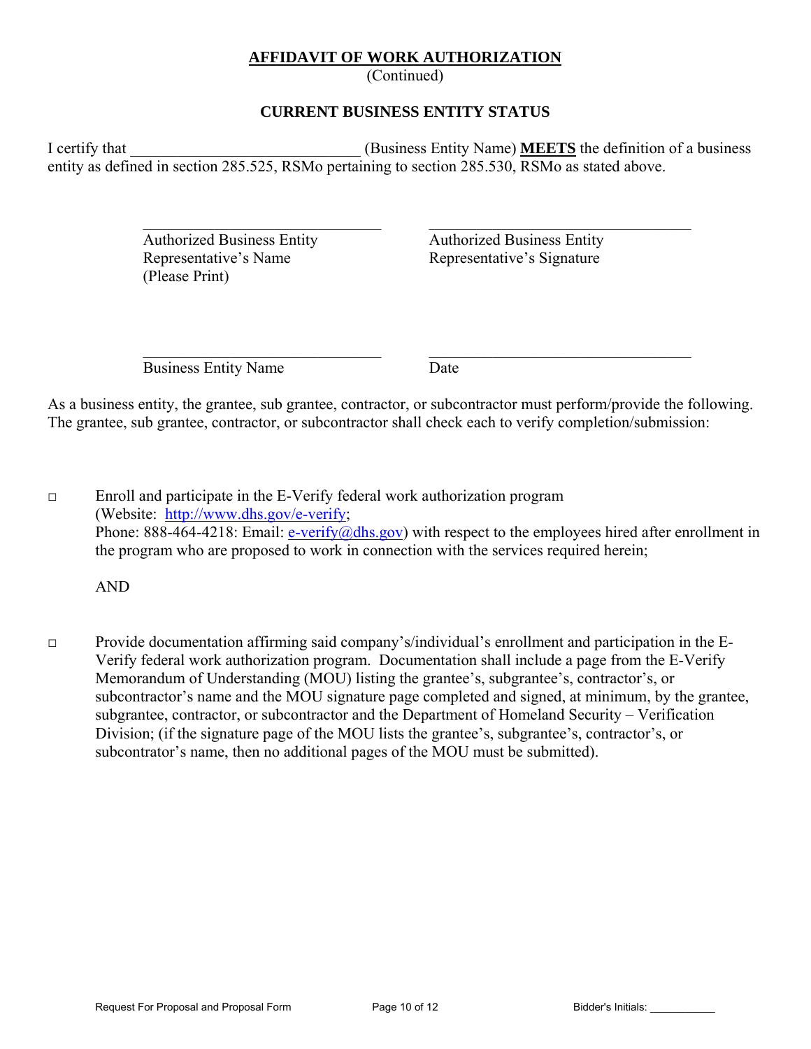**AFFIDAVIT OF WORK AUTHORIZATION**

(Continued)

**CURRENT BUSINESS ENTITY STATUS**

I certify that ____________________________ (Business Entity Name) **MEETS** the definition of a business entity as defined in section 285.525, RSMo pertaining to section 285.530, RSMo as stated above.

| | |
|---|---|
| ______________________________ | ______________________________ |
| Authorized Business Entity Representative's Name (Please Print) | Authorized Business Entity Representative's Signature |
| ______________________________ | ______________________________ |
| Business Entity Name | Date |

As a business entity, the grantee, sub grantee, contractor, or subcontractor must perform/provide the following. The grantee, sub grantee, contractor, or subcontractor shall check each to verify completion/submission:

□ Enroll and participate in the E-Verify federal work authorization program (Website: http://www.dhs.gov/e-verify; Phone: 888-464-4218: Email: e-verify@dhs.gov) with respect to the employees hired after enrollment in the program who are proposed to work in connection with the services required herein;

AND

□ Provide documentation affirming said company's/individual's enrollment and participation in the E-Verify federal work authorization program. Documentation shall include a page from the E-Verify Memorandum of Understanding (MOU) listing the grantee's, subgrantee's, contractor's, or subcontractor's name and the MOU signature page completed and signed, at minimum, by the grantee, subgrantee, contractor, or subcontractor and the Department of Homeland Security – Verification Division; (if the signature page of the MOU lists the grantee's, subgrantee's, contractor's, or subcontrator's name, then no additional pages of the MOU must be submitted).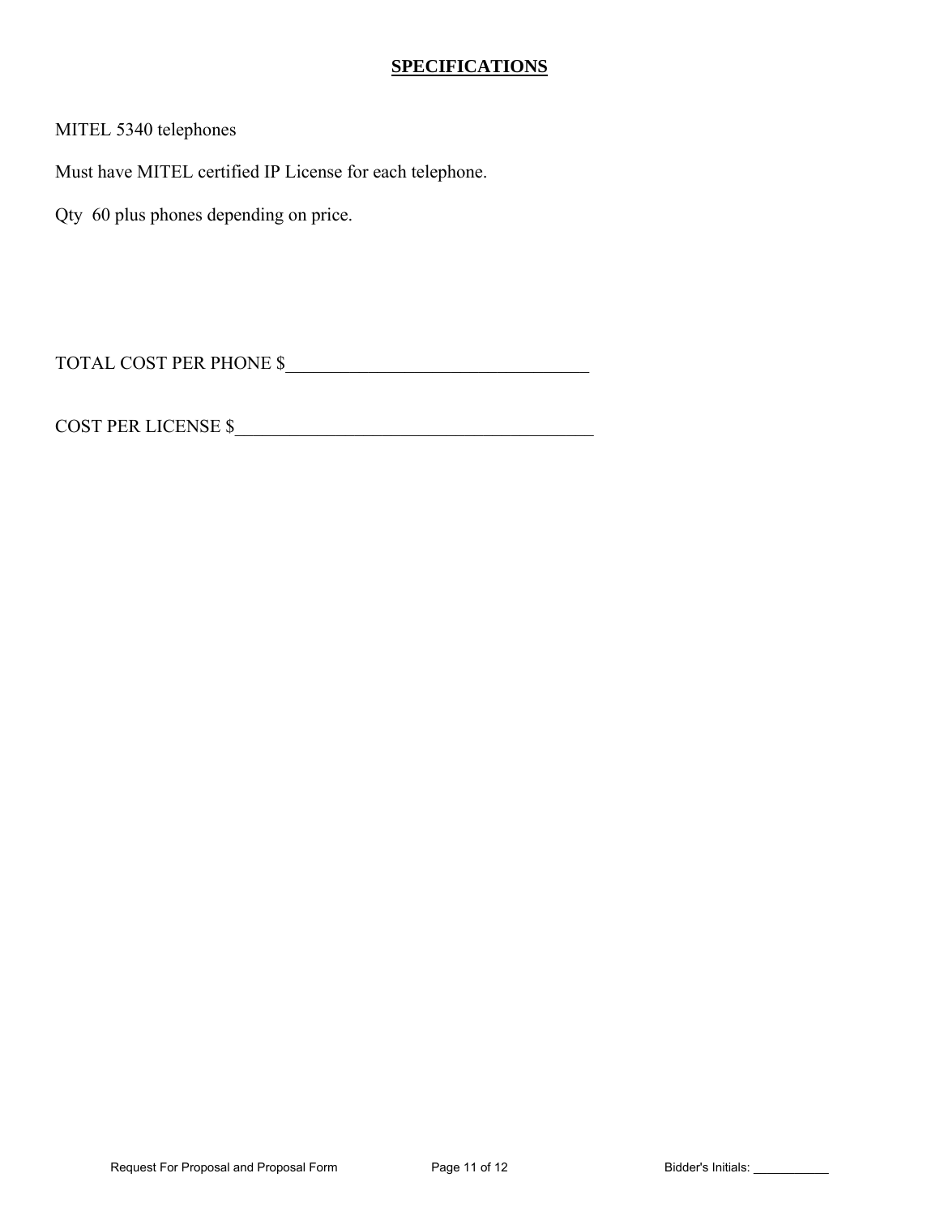## SPECIFICATIONS

MITEL 5340 telephones

Must have MITEL certified IP License for each telephone.

Qty 60 plus phones depending on price.

TOTAL COST PER PHONE $_________________________________

COST PER LICENSE $________________________________________

Bidder's Initials: ___________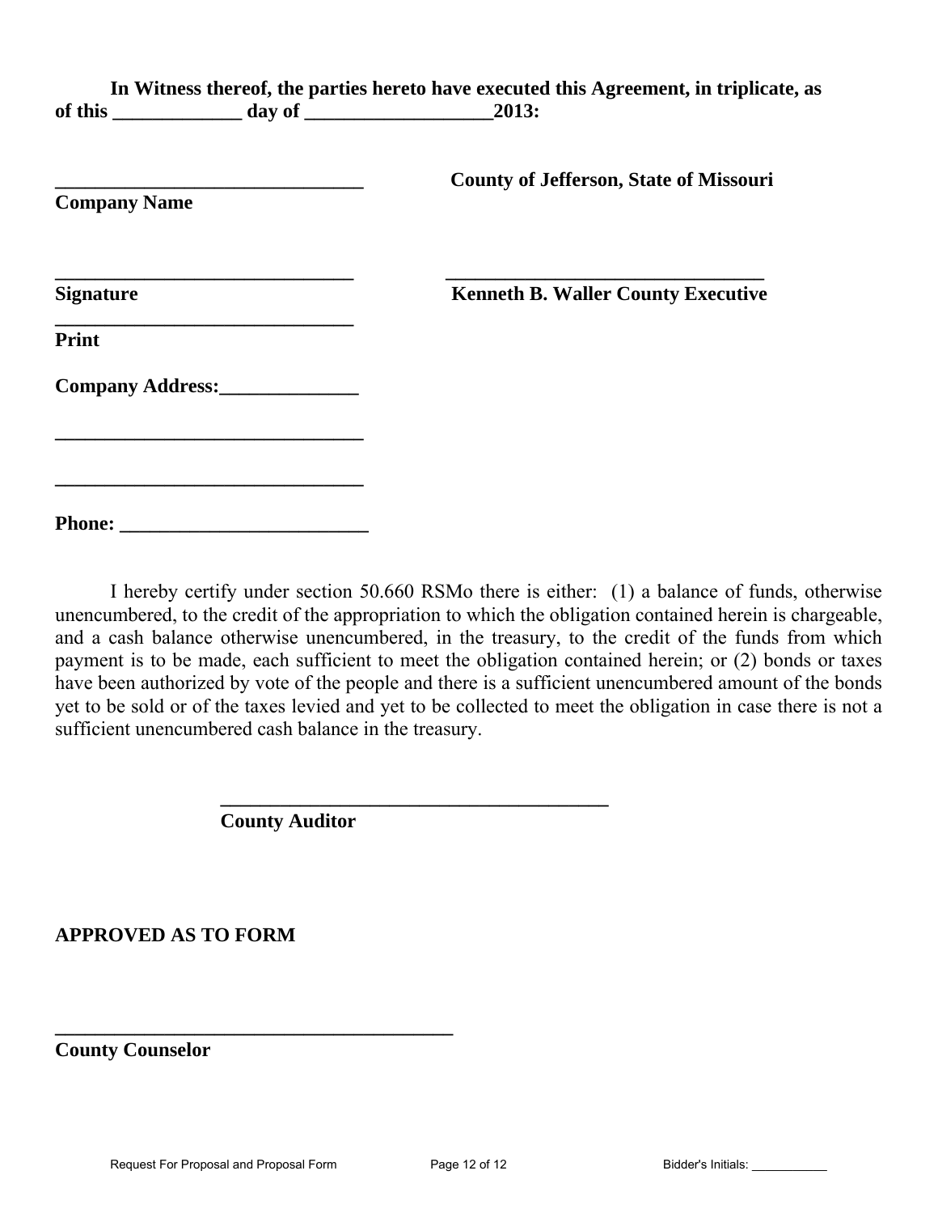**In Witness thereof, the parties hereto have executed this Agreement, in triplicate, as of this _____________ day of ___________________2013:**

| | |
|---|---|
| _______________________________ | **County of Jefferson, State of Missouri** |
| **Company Name** | |
| _______________________________ | _______________________________ |
| **Signature** | **Kenneth B. Waller County Executive** |
| _______________________________ | |
| **Print** | |

**Company Address:______________**

_______________________________

_______________________________

**Phone: _________________________**

I hereby certify under section 50.660 RSMo there is either: (1) a balance of funds, otherwise unencumbered, to the credit of the appropriation to which the obligation contained herein is chargeable, and a cash balance otherwise unencumbered, in the treasury, to the credit of the funds from which payment is to be made, each sufficient to meet the obligation contained herein; or (2) bonds or taxes have been authorized by vote of the people and there is a sufficient unencumbered amount of the bonds yet to be sold or of the taxes levied and yet to be collected to meet the obligation in case there is not a sufficient unencumbered cash balance in the treasury.

_______________________________________
**County Auditor**

**APPROVED AS TO FORM**

_________________________________________
**County Counselor**

Bidder's Initials: ___________